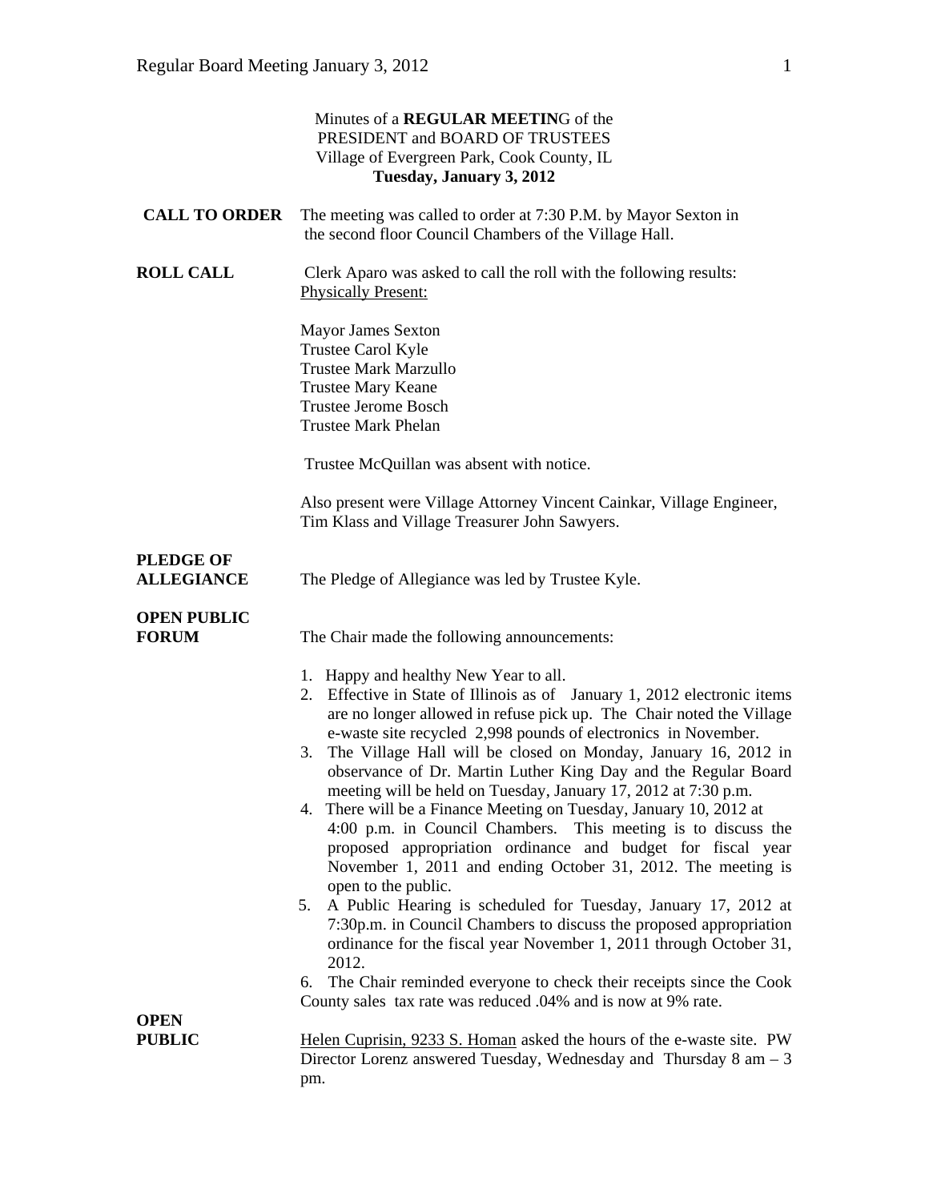Minutes of a **REGULAR MEETIN**G of the
PRESIDENT and BOARD OF TRUSTEES
Village of Evergreen Park, Cook County, IL
**Tuesday, January 3, 2012**

**CALL TO ORDER** The meeting was called to order at 7:30 P.M. by Mayor Sexton in the second floor Council Chambers of the Village Hall.

**ROLL CALL** Clerk Aparo was asked to call the roll with the following results:
Physically Present:

Mayor James Sexton
Trustee Carol Kyle
Trustee Mark Marzullo
Trustee Mary Keane
Trustee Jerome Bosch
Trustee Mark Phelan

Trustee McQuillan was absent with notice.

Also present were Village Attorney Vincent Cainkar, Village Engineer, Tim Klass and Village Treasurer John Sawyers.

**PLEDGE OF ALLEGIANCE** The Pledge of Allegiance was led by Trustee Kyle.

**OPEN PUBLIC FORUM** The Chair made the following announcements:

1. Happy and healthy New Year to all.
2. Effective in State of Illinois as of January 1, 2012 electronic items are no longer allowed in refuse pick up. The Chair noted the Village e-waste site recycled 2,998 pounds of electronics in November.
3. The Village Hall will be closed on Monday, January 16, 2012 in observance of Dr. Martin Luther King Day and the Regular Board meeting will be held on Tuesday, January 17, 2012 at 7:30 p.m.
4. There will be a Finance Meeting on Tuesday, January 10, 2012 at 4:00 p.m. in Council Chambers. This meeting is to discuss the proposed appropriation ordinance and budget for fiscal year November 1, 2011 and ending October 31, 2012. The meeting is open to the public.
5. A Public Hearing is scheduled for Tuesday, January 17, 2012 at 7:30p.m. in Council Chambers to discuss the proposed appropriation ordinance for the fiscal year November 1, 2011 through October 31, 2012.
6. The Chair reminded everyone to check their receipts since the Cook County sales tax rate was reduced .04% and is now at 9% rate.

**OPEN PUBLIC** Helen Cuprisin, 9233 S. Homan asked the hours of the e-waste site. PW Director Lorenz answered Tuesday, Wednesday and Thursday 8 am – 3 pm.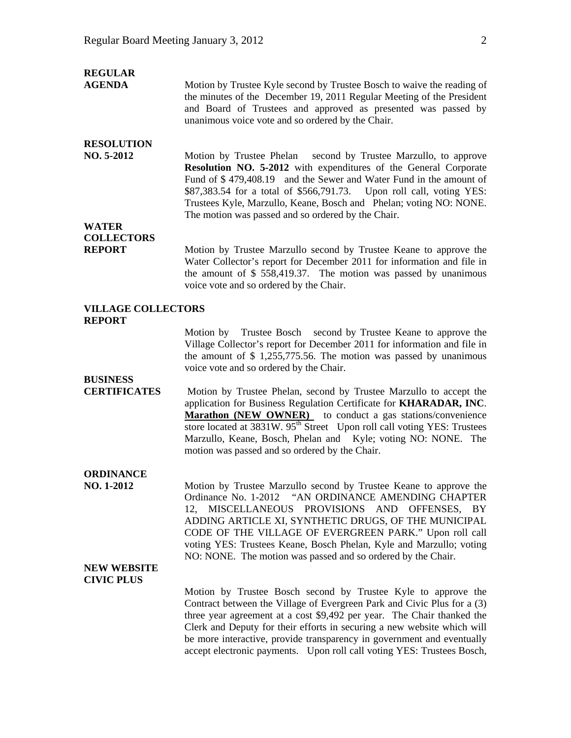**REGULAR AGENDA**

Motion by Trustee Kyle second by Trustee Bosch to waive the reading of the minutes of the December 19, 2011 Regular Meeting of the President and Board of Trustees and approved as presented was passed by unanimous voice vote and so ordered by the Chair.

**RESOLUTION NO. 5-2012**

Motion by Trustee Phelan second by Trustee Marzullo, to approve **Resolution NO. 5-2012** with expenditures of the General Corporate Fund of $ 479,408.19 and the Sewer and Water Fund in the amount of $87,383.54 for a total of $566,791.73. Upon roll call, voting YES: Trustees Kyle, Marzullo, Keane, Bosch and Phelan; voting NO: NONE. The motion was passed and so ordered by the Chair.

**WATER COLLECTORS REPORT**

Motion by Trustee Marzullo second by Trustee Keane to approve the Water Collector's report for December 2011 for information and file in the amount of $ 558,419.37. The motion was passed by unanimous voice vote and so ordered by the Chair.

**VILLAGE COLLECTORS REPORT**

Motion by Trustee Bosch second by Trustee Keane to approve the Village Collector's report for December 2011 for information and file in the amount of $ 1,255,775.56. The motion was passed by unanimous voice vote and so ordered by the Chair.

**BUSINESS CERTIFICATES**

Motion by Trustee Phelan, second by Trustee Marzullo to accept the application for Business Regulation Certificate for **KHARADAR, INC**. **Marathon (NEW OWNER)** to conduct a gas stations/convenience store located at 3831W. 95th Street Upon roll call voting YES: Trustees Marzullo, Keane, Bosch, Phelan and Kyle; voting NO: NONE. The motion was passed and so ordered by the Chair.

**ORDINANCE NO. 1-2012**

Motion by Trustee Marzullo second by Trustee Keane to approve the Ordinance No. 1-2012 "AN ORDINANCE AMENDING CHAPTER 12, MISCELLANEOUS PROVISIONS AND OFFENSES, BY ADDING ARTICLE XI, SYNTHETIC DRUGS, OF THE MUNICIPAL CODE OF THE VILLAGE OF EVERGREEN PARK." Upon roll call voting YES: Trustees Keane, Bosch Phelan, Kyle and Marzullo; voting NO: NONE. The motion was passed and so ordered by the Chair.

**NEW WEBSITE CIVIC PLUS**

Motion by Trustee Bosch second by Trustee Kyle to approve the Contract between the Village of Evergreen Park and Civic Plus for a (3) three year agreement at a cost $9,492 per year. The Chair thanked the Clerk and Deputy for their efforts in securing a new website which will be more interactive, provide transparency in government and eventually accept electronic payments. Upon roll call voting YES: Trustees Bosch,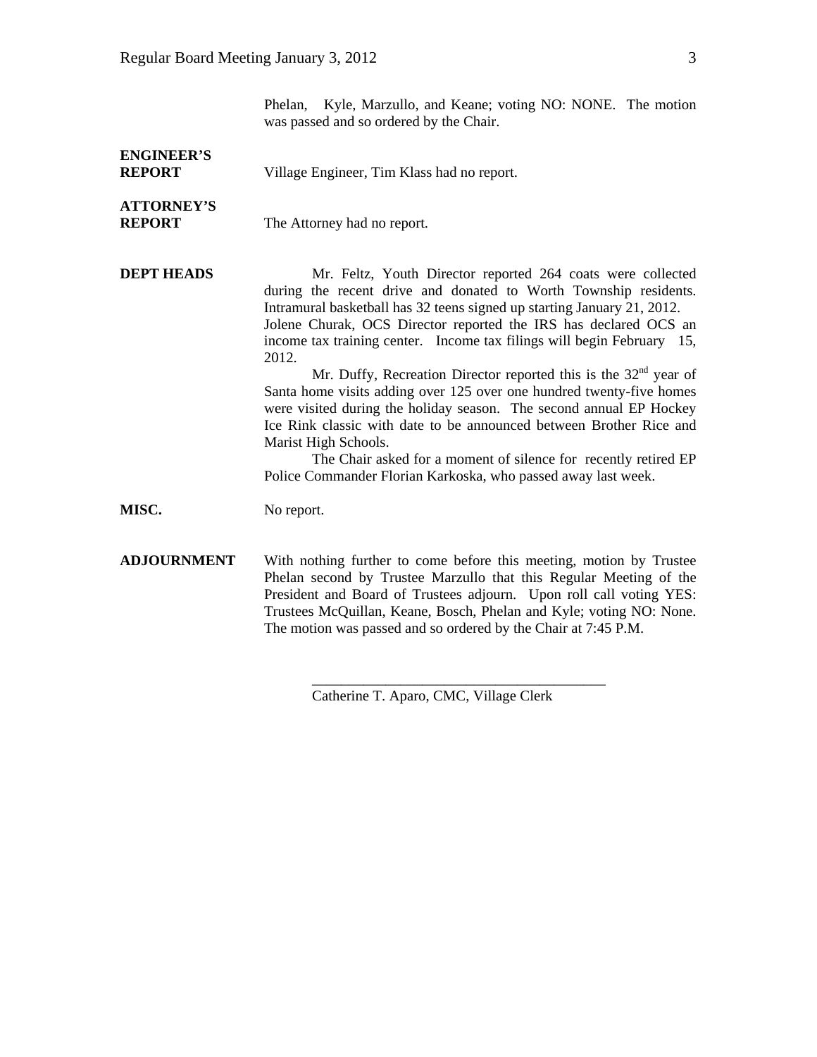Phelan, Kyle, Marzullo, and Keane; voting NO: NONE. The motion was passed and so ordered by the Chair.

**ENGINEER'S REPORT**

Village Engineer, Tim Klass had no report.

**ATTORNEY'S REPORT**

The Attorney had no report.

**DEPT HEADS**

Mr. Feltz, Youth Director reported 264 coats were collected during the recent drive and donated to Worth Township residents. Intramural basketball has 32 teens signed up starting January 21, 2012.
Jolene Churak, OCS Director reported the IRS has declared OCS an income tax training center. Income tax filings will begin February 15, 2012.

Mr. Duffy, Recreation Director reported this is the 32nd year of Santa home visits adding over 125 over one hundred twenty-five homes were visited during the holiday season. The second annual EP Hockey Ice Rink classic with date to be announced between Brother Rice and Marist High Schools.

The Chair asked for a moment of silence for recently retired EP Police Commander Florian Karkoska, who passed away last week.

**MISC.**

No report.

**ADJOURNMENT**

With nothing further to come before this meeting, motion by Trustee Phelan second by Trustee Marzullo that this Regular Meeting of the President and Board of Trustees adjourn. Upon roll call voting YES: Trustees McQuillan, Keane, Bosch, Phelan and Kyle; voting NO: None. The motion was passed and so ordered by the Chair at 7:45 P.M.

\_\_\_\_\_\_\_\_\_\_\_\_\_\_\_\_\_\_\_\_\_\_\_\_\_\_\_\_\_\_\_\_\_\_\_\_\_\_\_\_

Catherine T. Aparo, CMC, Village Clerk